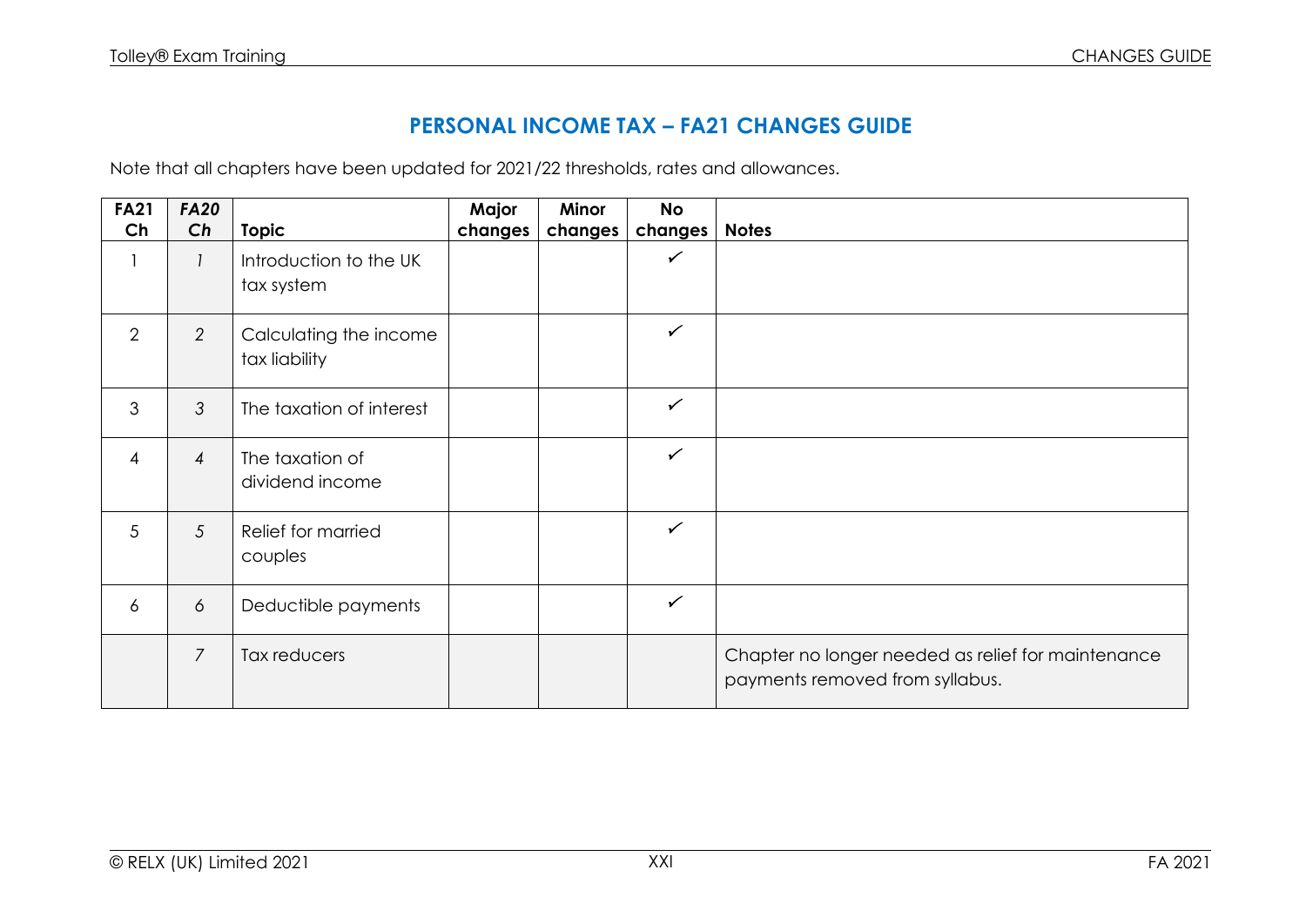# PERSONAL INCOME TAX – FA21 CHANGES GUIDE

Note that all chapters have been updated for 2021/22 thresholds, rates and allowances.

| FA21 Ch | *FA20 Ch* | Topic | Major changes | Minor changes | No changes | Notes |
|---|---|---|---|---|---|---|
| 1 | *1* | Introduction to the UK tax system | | | ✓ | |
| 2 | *2* | Calculating the income tax liability | | | ✓ | |
| 3 | *3* | The taxation of interest | | | ✓ | |
| 4 | *4* | The taxation of dividend income | | | ✓ | |
| 5 | *5* | Relief for married couples | | | ✓ | |
| 6 | *6* | Deductible payments | | | ✓ | |
| | *7* | Tax reducers | | | | Chapter no longer needed as relief for maintenance payments removed from syllabus. |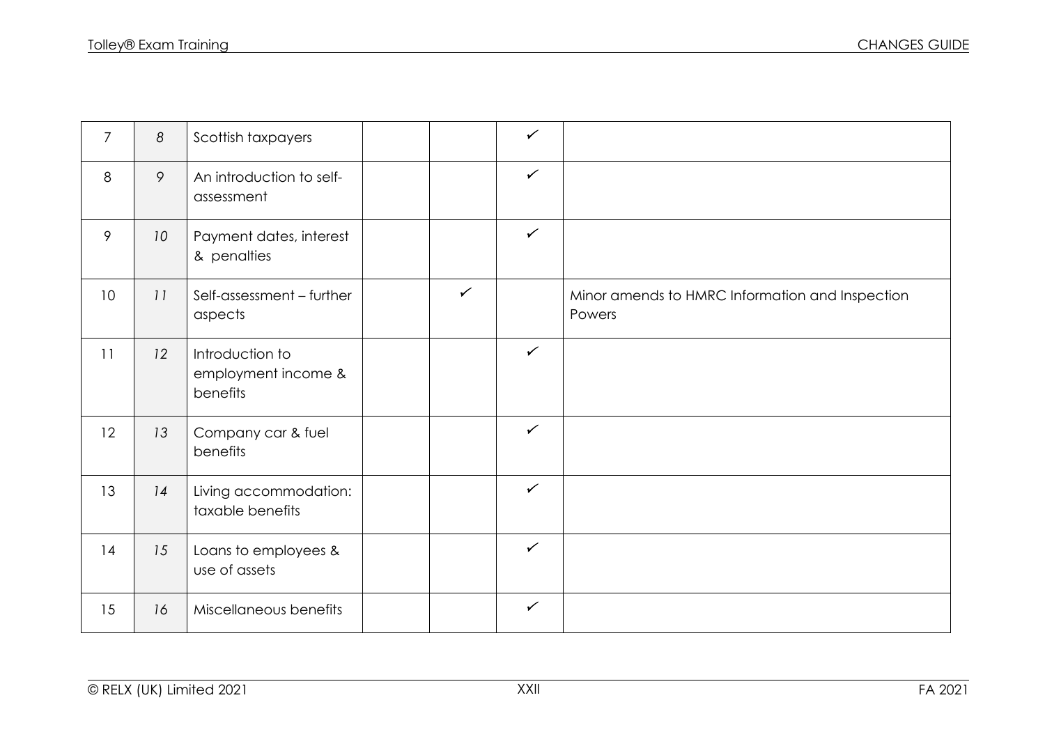| | | | | | | |
|---|---|---|---|---|---|---|
| 7 | *8* | Scottish taxpayers | | | ✓ | |
| 8 | *9* | An introduction to self-assessment | | | ✓ | |
| 9 | *10* | Payment dates, interest & penalties | | | ✓ | |
| 10 | *11* | Self-assessment – further aspects | | ✓ | | Minor amends to HMRC Information and Inspection Powers |
| 11 | *12* | Introduction to employment income & benefits | | | ✓ | |
| 12 | *13* | Company car & fuel benefits | | | ✓ | |
| 13 | *14* | Living accommodation: taxable benefits | | | ✓ | |
| 14 | *15* | Loans to employees & use of assets | | | ✓ | |
| 15 | *16* | Miscellaneous benefits | | | ✓ | |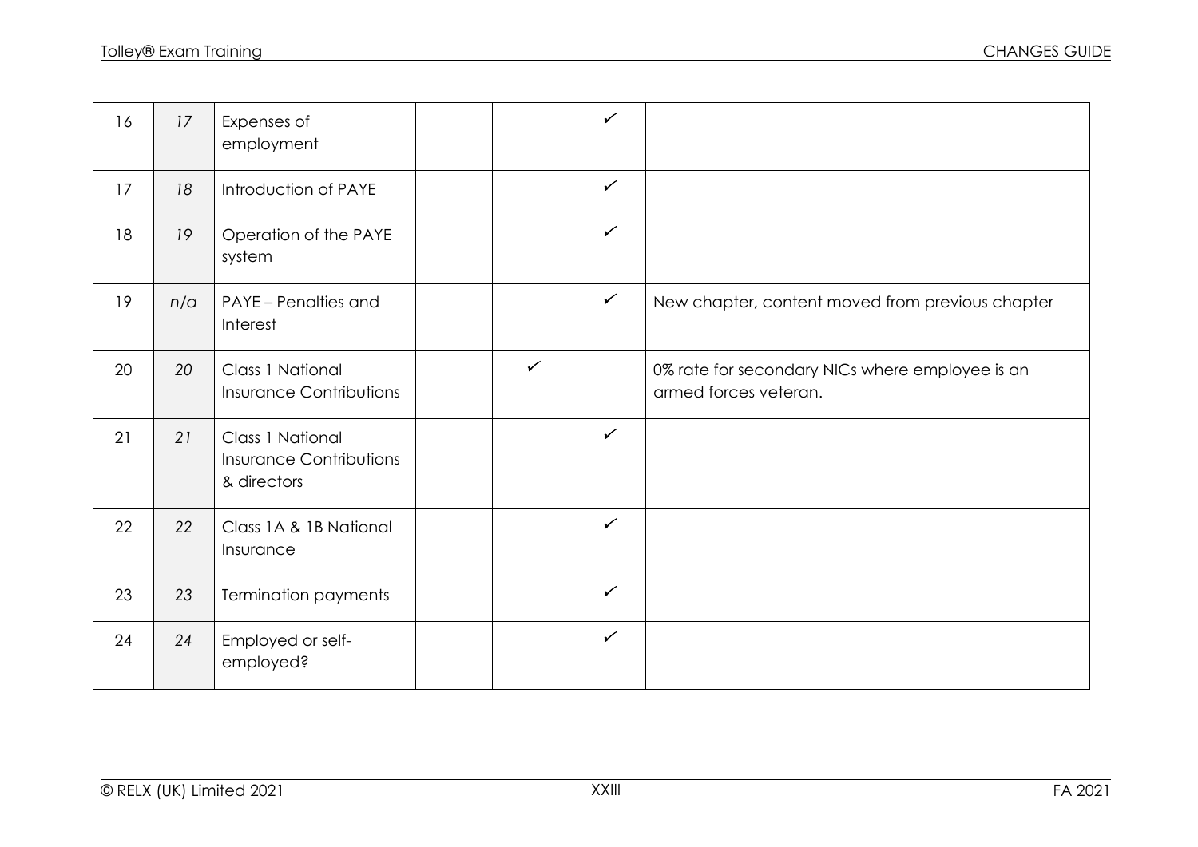| 16 | 17 | Expenses of employment | | | ✓ | |
|---|---|---|---|---|---|---|
| 17 | 18 | Introduction of PAYE | | | ✓ | |
| 18 | 19 | Operation of the PAYE system | | | ✓ | |
| 19 | n/a | PAYE – Penalties and Interest | | | ✓ | New chapter, content moved from previous chapter |
| 20 | 20 | Class 1 National Insurance Contributions | | ✓ | | 0% rate for secondary NICs where employee is an armed forces veteran. |
| 21 | 21 | Class 1 National Insurance Contributions & directors | | | ✓ | |
| 22 | 22 | Class 1A & 1B National Insurance | | | ✓ | |
| 23 | 23 | Termination payments | | | ✓ | |
| 24 | 24 | Employed or self-employed? | | | ✓ | |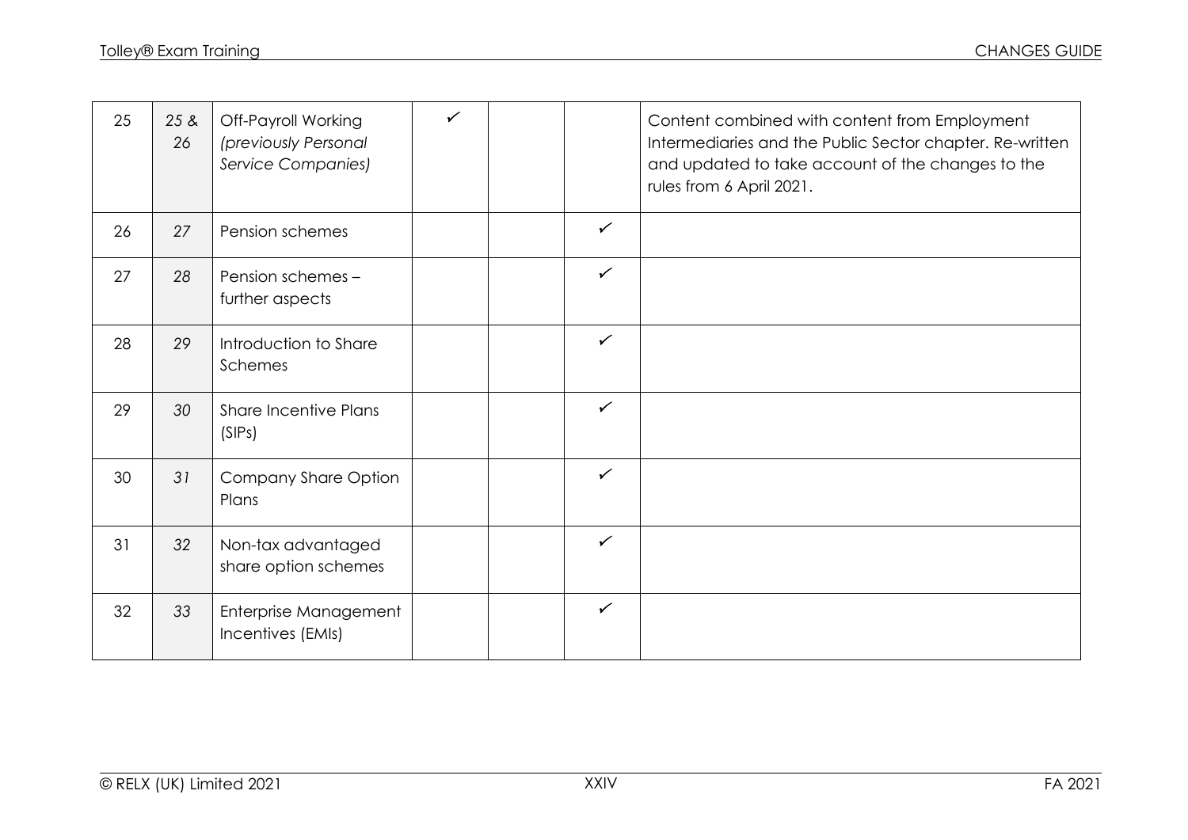| 25 | *25 & 26* | Off-Payroll Working *(previously Personal Service Companies)* | ✓ | | | Content combined with content from Employment Intermediaries and the Public Sector chapter. Re-written and updated to take account of the changes to the rules from 6 April 2021. |
|---|---|---|---|---|---|---|
| 26 | *27* | Pension schemes | | | ✓ | |
| 27 | *28* | Pension schemes – further aspects | | | ✓ | |
| 28 | *29* | Introduction to Share Schemes | | | ✓ | |
| 29 | *30* | Share Incentive Plans (SIPs) | | | ✓ | |
| 30 | *31* | Company Share Option Plans | | | ✓ | |
| 31 | *32* | Non-tax advantaged share option schemes | | | ✓ | |
| 32 | *33* | Enterprise Management Incentives (EMIs) | | | ✓ | |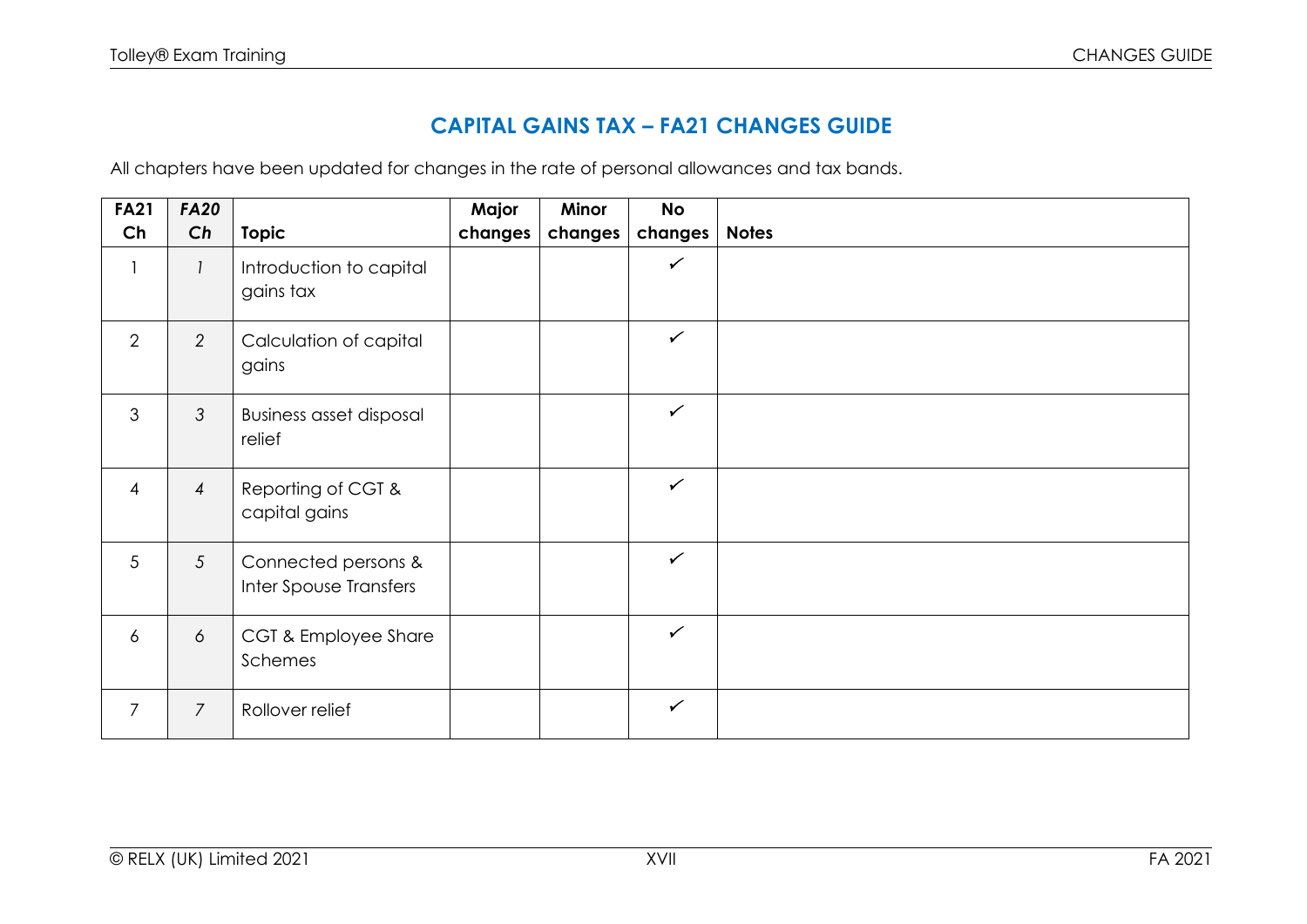## CAPITAL GAINS TAX – FA21 CHANGES GUIDE

All chapters have been updated for changes in the rate of personal allowances and tax bands.

| FA21 Ch | *FA20 Ch* | Topic | Major changes | Minor changes | No changes | Notes |
|---|---|---|---|---|---|---|
| 1 | *1* | Introduction to capital gains tax | | | ✓ | |
| 2 | *2* | Calculation of capital gains | | | ✓ | |
| 3 | *3* | Business asset disposal relief | | | ✓ | |
| 4 | *4* | Reporting of CGT & capital gains | | | ✓ | |
| 5 | *5* | Connected persons & Inter Spouse Transfers | | | ✓ | |
| 6 | *6* | CGT & Employee Share Schemes | | | ✓ | |
| 7 | *7* | Rollover relief | | | ✓ | |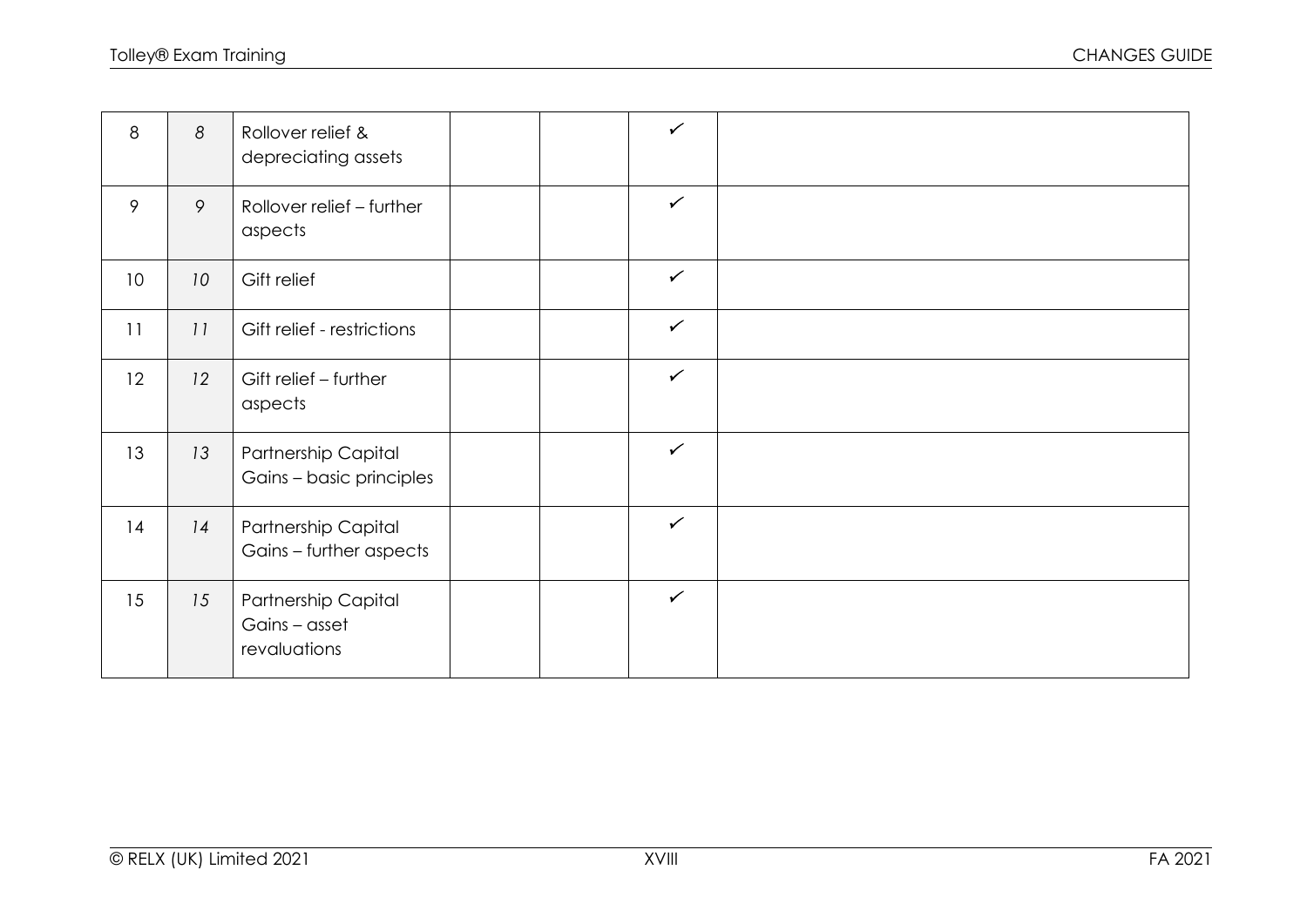| | | | | | | |
|---|---|---|---|---|---|---|
| 8 | *8* | Rollover relief & depreciating assets | | | ✓ | |
| 9 | *9* | Rollover relief – further aspects | | | ✓ | |
| 10 | *10* | Gift relief | | | ✓ | |
| 11 | *11* | Gift relief - restrictions | | | ✓ | |
| 12 | *12* | Gift relief – further aspects | | | ✓ | |
| 13 | *13* | Partnership Capital Gains – basic principles | | | ✓ | |
| 14 | *14* | Partnership Capital Gains – further aspects | | | ✓ | |
| 15 | *15* | Partnership Capital Gains – asset revaluations | | | ✓ | |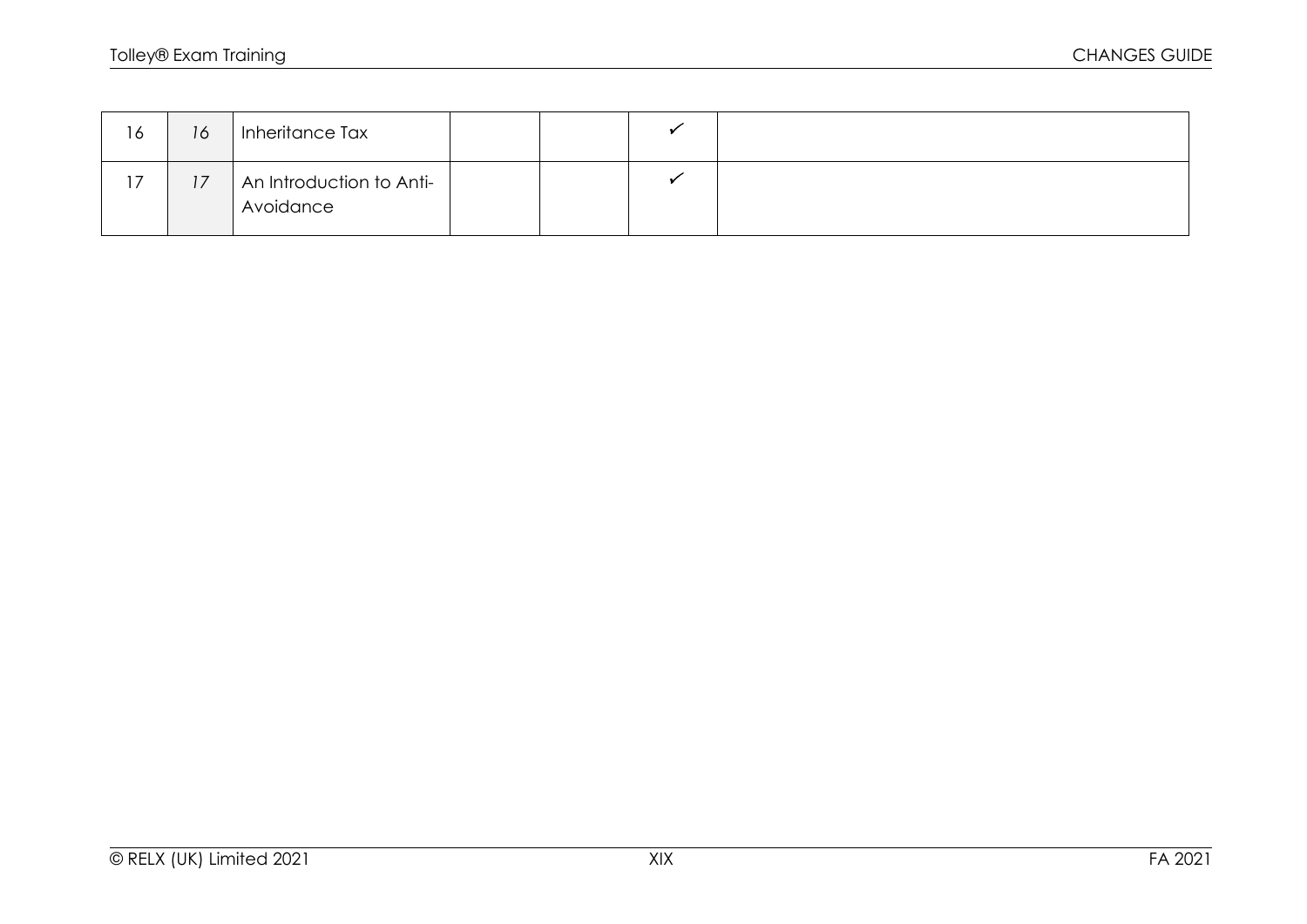| | | | | | | |
|---|---|---|---|---|---|---|
| 16 | *16* | Inheritance Tax | | | ✓ | |
| 17 | *17* | An Introduction to Anti-Avoidance | | | ✓ | |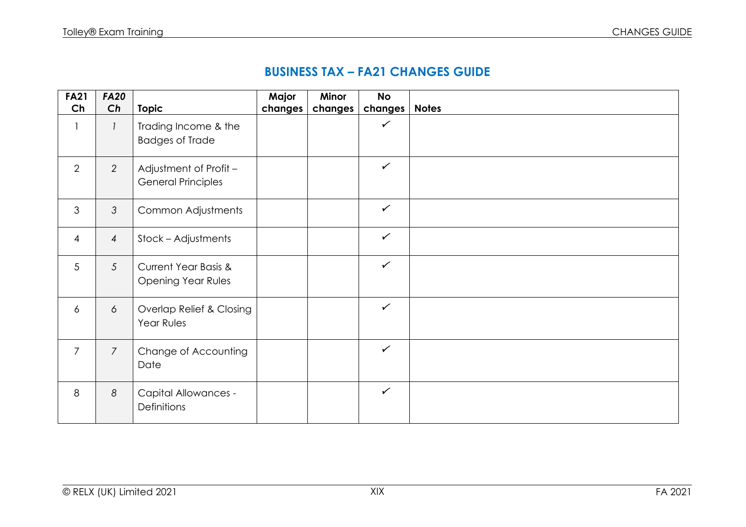## BUSINESS TAX – FA21 CHANGES GUIDE

| FA21 Ch | *FA20 Ch* | Topic | Major changes | Minor changes | No changes | Notes |
|---|---|---|---|---|---|---|
| 1 | *1* | Trading Income & the Badges of Trade | | | ✓ | |
| 2 | *2* | Adjustment of Profit – General Principles | | | ✓ | |
| 3 | *3* | Common Adjustments | | | ✓ | |
| 4 | *4* | Stock – Adjustments | | | ✓ | |
| 5 | *5* | Current Year Basis & Opening Year Rules | | | ✓ | |
| 6 | *6* | Overlap Relief & Closing Year Rules | | | ✓ | |
| 7 | *7* | Change of Accounting Date | | | ✓ | |
| 8 | *8* | Capital Allowances - Definitions | | | ✓ | |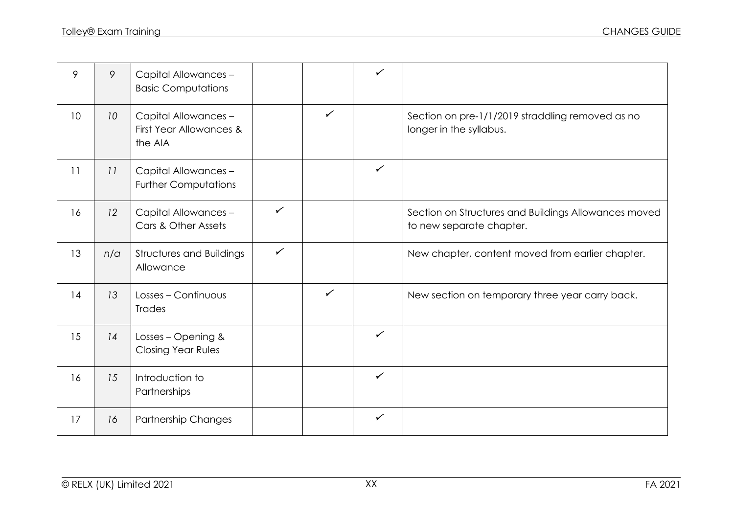| 9 | 9 | Capital Allowances – Basic Computations | | | ✓ | |
|---|---|---|---|---|---|---|
| 10 | 10 | Capital Allowances – First Year Allowances & the AIA | | ✓ | | Section on pre-1/1/2019 straddling removed as no longer in the syllabus. |
| 11 | 11 | Capital Allowances – Further Computations | | | ✓ | |
| 16 | 12 | Capital Allowances – Cars & Other Assets | ✓ | | | Section on Structures and Buildings Allowances moved to new separate chapter. |
| 13 | n/a | Structures and Buildings Allowance | ✓ | | | New chapter, content moved from earlier chapter. |
| 14 | 13 | Losses – Continuous Trades | | ✓ | | New section on temporary three year carry back. |
| 15 | 14 | Losses – Opening & Closing Year Rules | | | ✓ | |
| 16 | 15 | Introduction to Partnerships | | | ✓ | |
| 17 | 16 | Partnership Changes | | | ✓ | |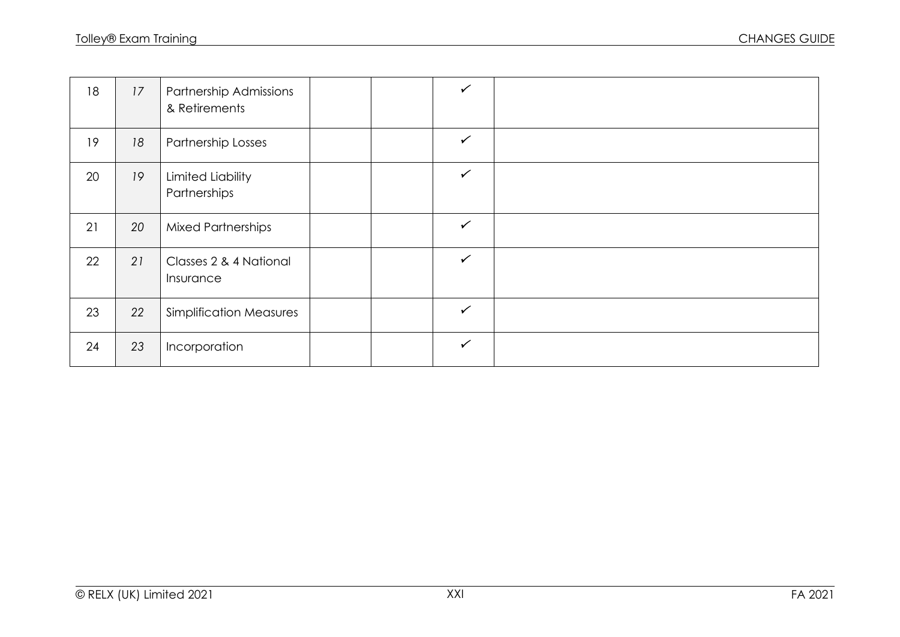| | | | | | | |
|---|---|---|---|---|---|---|
| 18 | *17* | Partnership Admissions & Retirements | | | ✓ | |
| 19 | *18* | Partnership Losses | | | ✓ | |
| 20 | *19* | Limited Liability Partnerships | | | ✓ | |
| 21 | *20* | Mixed Partnerships | | | ✓ | |
| 22 | *21* | Classes 2 & 4 National Insurance | | | ✓ | |
| 23 | *22* | Simplification Measures | | | ✓ | |
| 24 | *23* | Incorporation | | | ✓ | |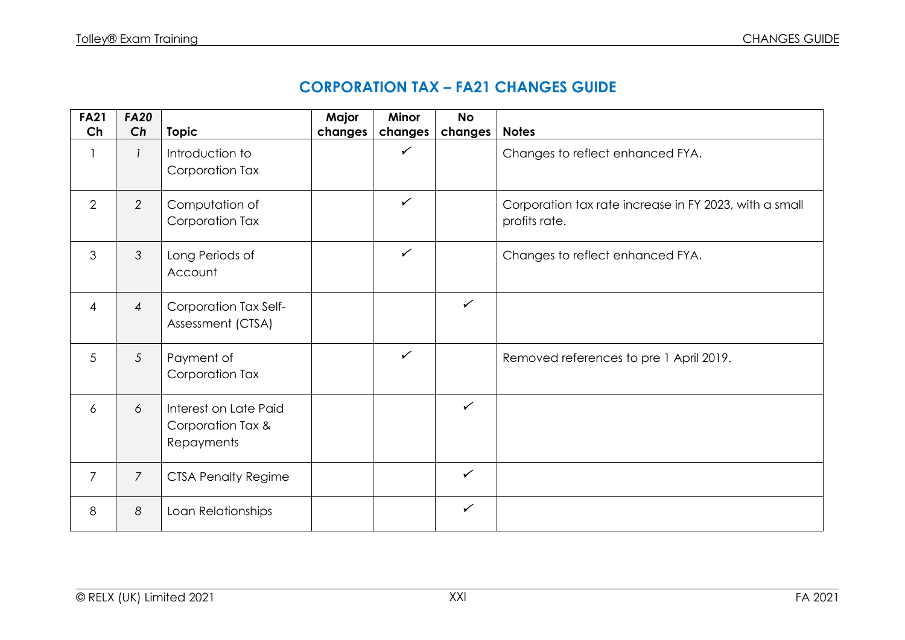## CORPORATION TAX – FA21 CHANGES GUIDE

| FA21 Ch | *FA20 Ch* | Topic | Major changes | Minor changes | No changes | Notes |
|---|---|---|---|---|---|---|
| 1 | *1* | Introduction to Corporation Tax | | ✓ | | Changes to reflect enhanced FYA. |
| 2 | *2* | Computation of Corporation Tax | | ✓ | | Corporation tax rate increase in FY 2023, with a small profits rate. |
| 3 | *3* | Long Periods of Account | | ✓ | | Changes to reflect enhanced FYA. |
| 4 | *4* | Corporation Tax Self-Assessment (CTSA) | | | ✓ | |
| 5 | *5* | Payment of Corporation Tax | | ✓ | | Removed references to pre 1 April 2019. |
| 6 | *6* | Interest on Late Paid Corporation Tax & Repayments | | | ✓ | |
| 7 | *7* | CTSA Penalty Regime | | | ✓ | |
| 8 | *8* | Loan Relationships | | | ✓ | |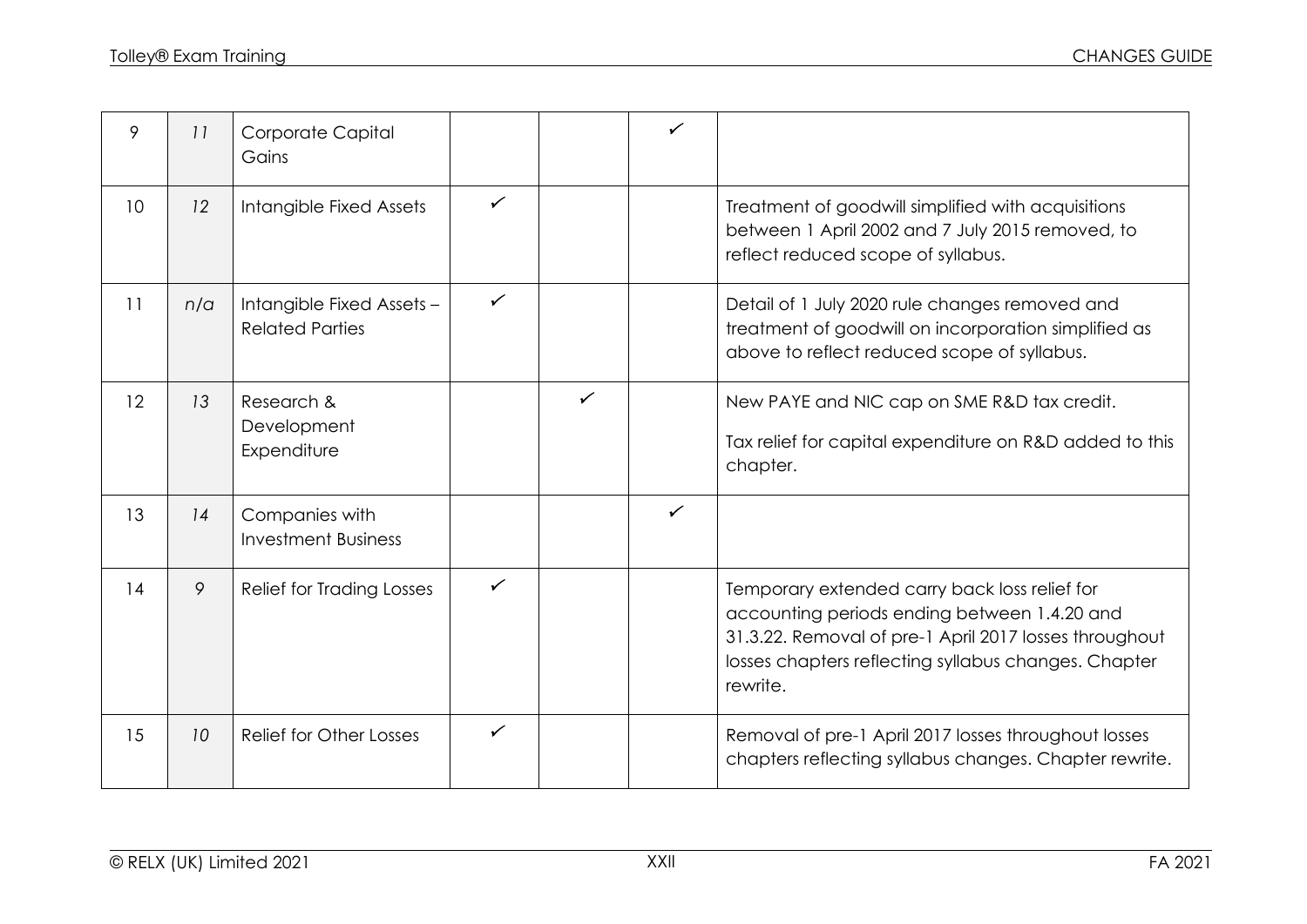| 9 | 11 | Corporate Capital Gains | | | ✓ | |
|---|---|---|---|---|---|---|
| 10 | 12 | Intangible Fixed Assets | ✓ | | | Treatment of goodwill simplified with acquisitions between 1 April 2002 and 7 July 2015 removed, to reflect reduced scope of syllabus. |
| 11 | n/a | Intangible Fixed Assets – Related Parties | ✓ | | | Detail of 1 July 2020 rule changes removed and treatment of goodwill on incorporation simplified as above to reflect reduced scope of syllabus. |
| 12 | 13 | Research & Development Expenditure | | ✓ | | New PAYE and NIC cap on SME R&D tax credit.<br><br>Tax relief for capital expenditure on R&D added to this chapter. |
| 13 | 14 | Companies with Investment Business | | | ✓ | |
| 14 | 9 | Relief for Trading Losses | ✓ | | | Temporary extended carry back loss relief for accounting periods ending between 1.4.20 and 31.3.22. Removal of pre-1 April 2017 losses throughout losses chapters reflecting syllabus changes. Chapter rewrite. |
| 15 | 10 | Relief for Other Losses | ✓ | | | Removal of pre-1 April 2017 losses throughout losses chapters reflecting syllabus changes. Chapter rewrite. |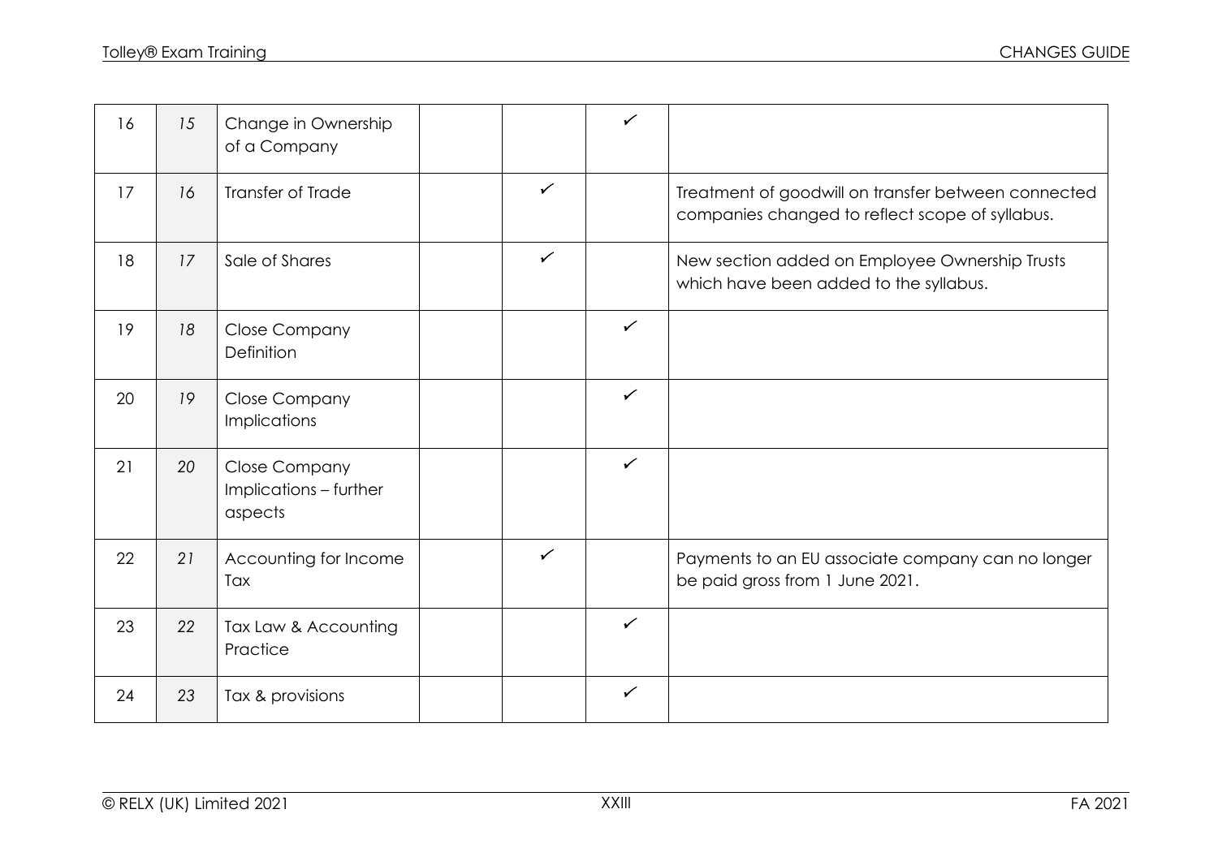| 16 | 15 | Change in Ownership of a Company | | | ✓ | |
|---|---|---|---|---|---|---|
| 17 | 16 | Transfer of Trade | | ✓ | | Treatment of goodwill on transfer between connected companies changed to reflect scope of syllabus. |
| 18 | 17 | Sale of Shares | | ✓ | | New section added on Employee Ownership Trusts which have been added to the syllabus. |
| 19 | 18 | Close Company Definition | | | ✓ | |
| 20 | 19 | Close Company Implications | | | ✓ | |
| 21 | 20 | Close Company Implications – further aspects | | | ✓ | |
| 22 | 21 | Accounting for Income Tax | | ✓ | | Payments to an EU associate company can no longer be paid gross from 1 June 2021. |
| 23 | 22 | Tax Law & Accounting Practice | | | ✓ | |
| 24 | 23 | Tax & provisions | | | ✓ | |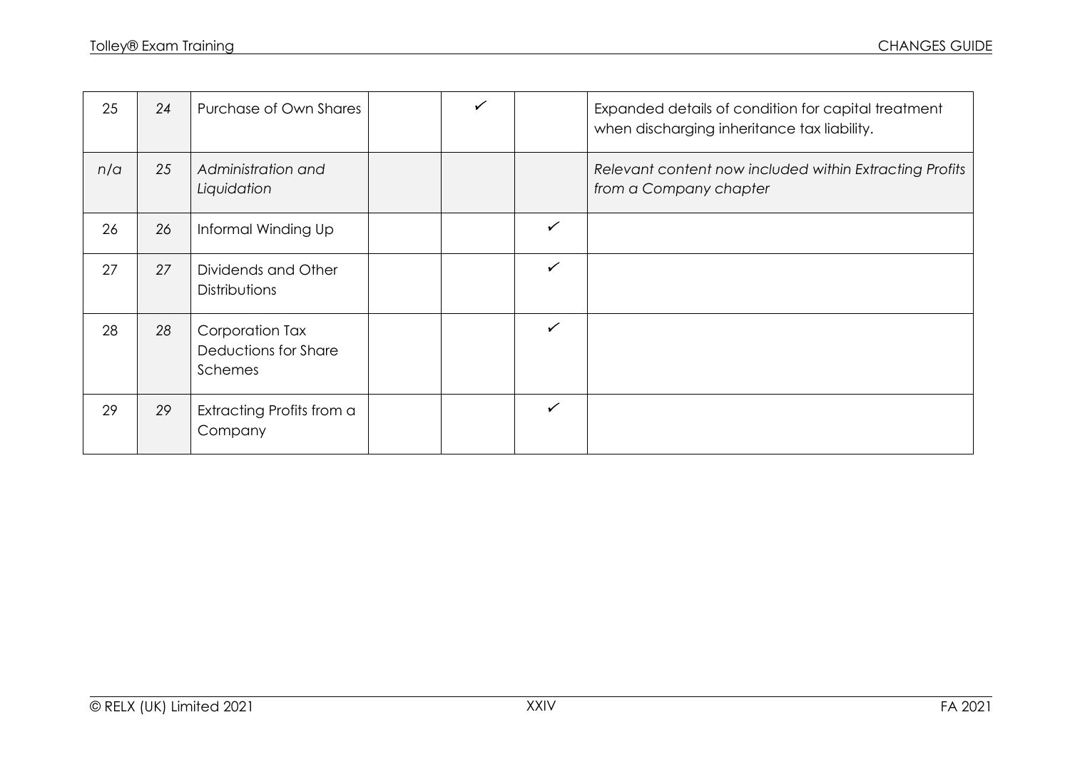| | | | | | | |
|---|---|---|---|---|---|---|
| 25 | 24 | Purchase of Own Shares | | ✓ | | Expanded details of condition for capital treatment when discharging inheritance tax liability. |
| *n/a* | *25* | *Administration and Liquidation* | | | | *Relevant content now included within Extracting Profits from a Company chapter* |
| 26 | 26 | Informal Winding Up | | | ✓ | |
| 27 | 27 | Dividends and Other Distributions | | | ✓ | |
| 28 | 28 | Corporation Tax Deductions for Share Schemes | | | ✓ | |
| 29 | 29 | Extracting Profits from a Company | | | ✓ | |